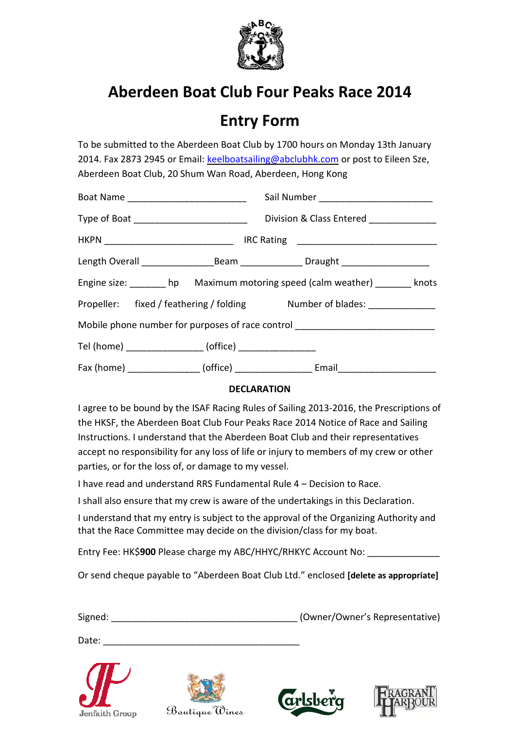# Aberdeen Boat Club Four Peaks Race 2014

## Entry Form

To be submitted to the Aberdeen Boat Club by 1700 hours on Monday 13th January 2014. Fax 2873 2945 or Email: keelboatsailing@abclubhk.com or post to Eileen Sze, Aberdeen Boat Club, 20 Shum Wan Road, Aberdeen, Hong Kong

Boat Name ________________________ Sail Number ______________________

Type of Boat ______________________ Division & Class Entered _____________

HKPN __________________________ IRC Rating ____________________________

Length Overall ______________Beam ____________ Draught _________________

Engine size: _______ hp Maximum motoring speed (calm weather) _______ knots

Propeller: fixed / feathering / folding Number of blades: _____________

Mobile phone number for purposes of race control ____________________________

Tel (home) _______________ (office) _______________

Fax (home) ______________ (office) _______________ Email___________________

**DECLARATION**

I agree to be bound by the ISAF Racing Rules of Sailing 2013-2016, the Prescriptions of the HKSF, the Aberdeen Boat Club Four Peaks Race 2014 Notice of Race and Sailing Instructions. I understand that the Aberdeen Boat Club and their representatives accept no responsibility for any loss of life or injury to members of my crew or other parties, or for the loss of, or damage to my vessel.

I have read and understand RRS Fundamental Rule 4 – Decision to Race.

I shall also ensure that my crew is aware of the undertakings in this Declaration.

I understand that my entry is subject to the approval of the Organizing Authority and that the Race Committee may decide on the division/class for my boat.

Entry Fee: HK$**900** Please charge my ABC/HHYC/RHKYC Account No: ______________

Or send cheque payable to "Aberdeen Boat Club Ltd." enclosed **[delete as appropriate]**

Signed: ____________________________________ (Owner/Owner's Representative)

Date: _______________________________________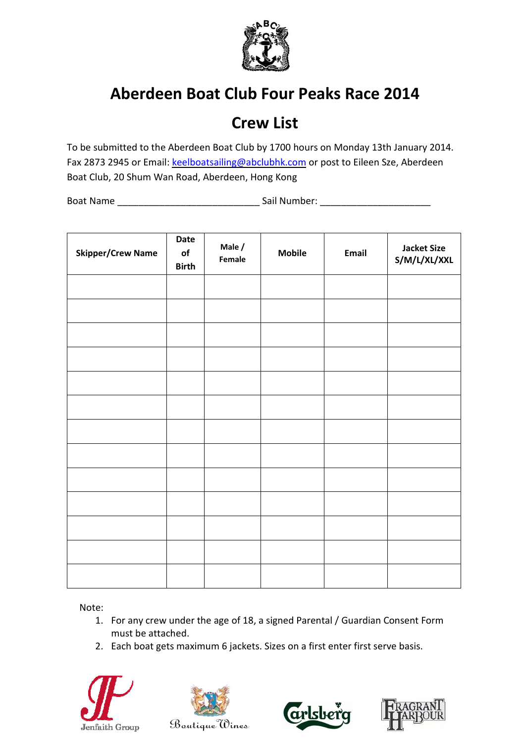# Aberdeen Boat Club Four Peaks Race 2014

## Crew List

To be submitted to the Aberdeen Boat Club by 1700 hours on Monday 13th January 2014. Fax 2873 2945 or Email: keelboatsailing@abclubhk.com or post to Eileen Sze, Aberdeen Boat Club, 20 Shum Wan Road, Aberdeen, Hong Kong

Boat Name ___________________________ Sail Number: _____________________

| Skipper/Crew Name | Date of Birth | Male / Female | Mobile | Email | Jacket Size S/M/L/XL/XXL |
|---|---|---|---|---|---|
| | | | | | |
| | | | | | |
| | | | | | |
| | | | | | |
| | | | | | |
| | | | | | |
| | | | | | |
| | | | | | |
| | | | | | |
| | | | | | |
| | | | | | |
| | | | | | |
| | | | | | |

Note:

1. For any crew under the age of 18, a signed Parental / Guardian Consent Form must be attached.
2. Each boat gets maximum 6 jackets. Sizes on a first enter first serve basis.

Jenfaith Group  Boutique Wines  Carlsberg  Fragrant Harbour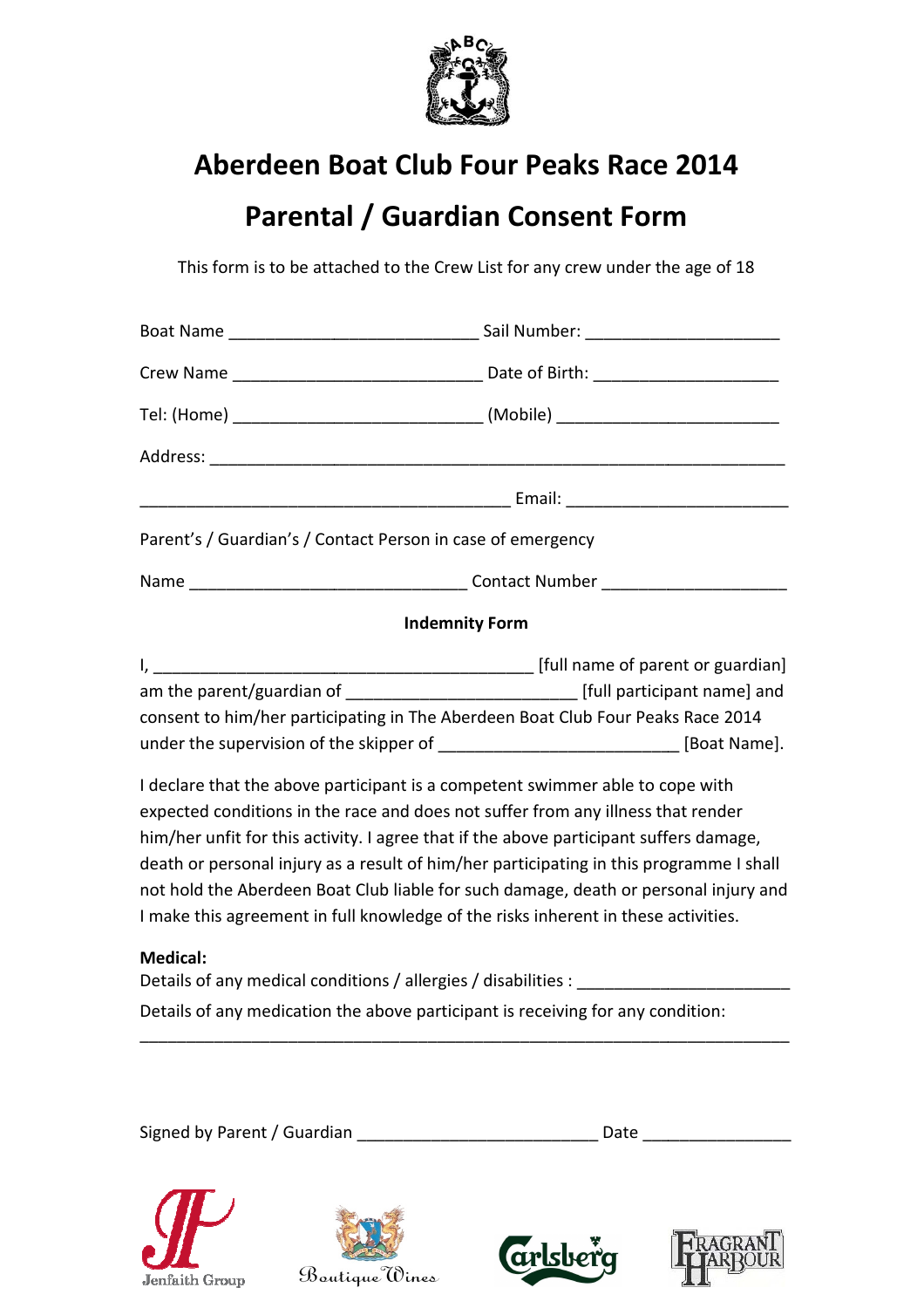# Aberdeen Boat Club Four Peaks Race 2014

# Parental / Guardian Consent Form

This form is to be attached to the Crew List for any crew under the age of 18

Boat Name ___________________________ Sail Number: _____________________

Crew Name ___________________________ Date of Birth: ____________________

Tel: (Home) ___________________________ (Mobile) ________________________

Address: _______________________________________________________________

________________________________________ Email: _______________________

Parent's / Guardian's / Contact Person in case of emergency

Name ______________________________ Contact Number ____________________

**Indemnity Form**

I, __________________________________________ [full name of parent or guardian] am the parent/guardian of _________________________ [full participant name] and consent to him/her participating in The Aberdeen Boat Club Four Peaks Race 2014 under the supervision of the skipper of __________________________ [Boat Name].

I declare that the above participant is a competent swimmer able to cope with expected conditions in the race and does not suffer from any illness that render him/her unfit for this activity. I agree that if the above participant suffers damage, death or personal injury as a result of him/her participating in this programme I shall not hold the Aberdeen Boat Club liable for such damage, death or personal injury and I make this agreement in full knowledge of the risks inherent in these activities.

**Medical:**

Details of any medical conditions / allergies / disabilities : ______________________

Details of any medication the above participant is receiving for any condition:

_______________________________________________________________________

Signed by Parent / Guardian __________________________ Date ________________

Jenfaith Group

Boutique Wines

Carlsberg

Fragrant Harbour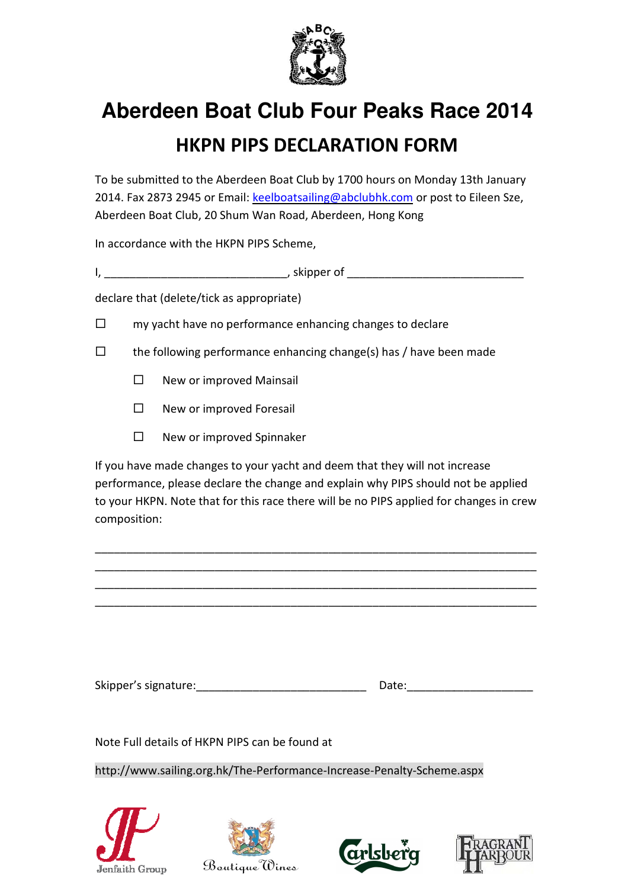# Aberdeen Boat Club Four Peaks Race 2014

## HKPN PIPS DECLARATION FORM

To be submitted to the Aberdeen Boat Club by 1700 hours on Monday 13th January 2014. Fax 2873 2945 or Email: keelboatsailing@abclubhk.com or post to Eileen Sze, Aberdeen Boat Club, 20 Shum Wan Road, Aberdeen, Hong Kong

In accordance with the HKPN PIPS Scheme,

I, _____________________________, skipper of ____________________________

declare that (delete/tick as appropriate)

☐ my yacht have no performance enhancing changes to declare

☐ the following performance enhancing change(s) has / have been made

- ☐ New or improved Mainsail
- ☐ New or improved Foresail
- ☐ New or improved Spinnaker

If you have made changes to your yacht and deem that they will not increase performance, please declare the change and explain why PIPS should not be applied to your HKPN. Note that for this race there will be no PIPS applied for changes in crew composition:

______________________________________________________________________

______________________________________________________________________

______________________________________________________________________

______________________________________________________________________

Skipper's signature:___________________________ Date:___________________

Note Full details of HKPN PIPS can be found at

http://www.sailing.org.hk/The-Performance-Increase-Penalty-Scheme.aspx